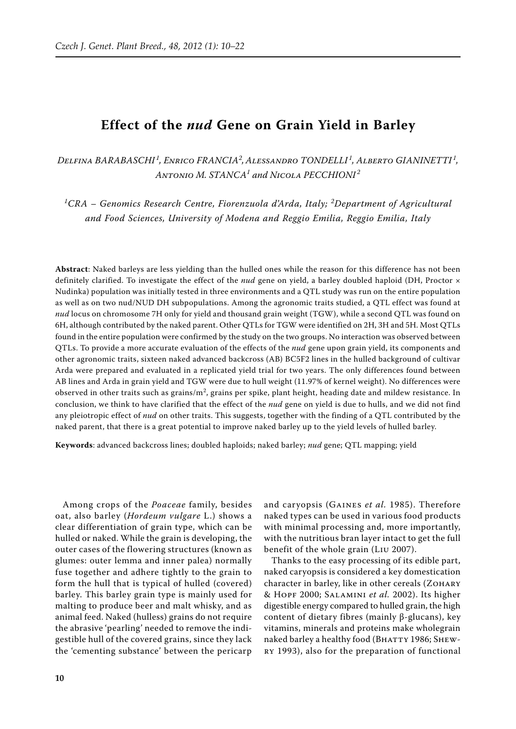# Effect of the *nud* Gene on Grain Yield in Barley

*Delfina BARABASCHI*[1], *Enrico FRANCIA*[2], *Alessandro TONDELLI*[1], *Alberto GIANINETTI*[1], *Antonio M. STANCA*[1] *and Nicola PECCHIONI*[2]

[1]*CRA – Genomics Research Centre, Fiorenzuola d'Arda, Italy;* [2]*Department of Agricultural and Food Sciences, University of Modena and Reggio Emilia, Reggio Emilia, Italy*

**Abstract**: Naked barleys are less yielding than the hulled ones while the reason for this difference has not been definitely clarified. To investigate the effect of the *nud* gene on yield, a barley doubled haploid (DH, Proctor × Nudinka) population was initially tested in three environments and a QTL study was run on the entire population as well as on two nud/NUD DH subpopulations. Among the agronomic traits studied, a QTL effect was found at *nud* locus on chromosome 7H only for yield and thousand grain weight (TGW), while a second QTL was found on 6H, although contributed by the naked parent. Other QTLs for TGW were identified on 2H, 3H and 5H. Most QTLs found in the entire population were confirmed by the study on the two groups. No interaction was observed between QTLs. To provide a more accurate evaluation of the effects of the *nud* gene upon grain yield, its components and other agronomic traits, sixteen naked advanced backcross (AB) BC5F2 lines in the hulled background of cultivar Arda were prepared and evaluated in a replicated yield trial for two years. The only differences found between AB lines and Arda in grain yield and TGW were due to hull weight (11.97% of kernel weight). No differences were observed in other traits such as grains/m$^2$, grains per spike, plant height, heading date and mildew resistance. In conclusion, we think to have clarified that the effect of the *nud* gene on yield is due to hulls, and we did not find any pleiotropic effect of *nud* on other traits. This suggests, together with the finding of a QTL contributed by the naked parent, that there is a great potential to improve naked barley up to the yield levels of hulled barley.

**Keywords**: advanced backcross lines; doubled haploids; naked barley; *nud* gene; QTL mapping; yield

Among crops of the *Poaceae* family, besides oat, also barley (*Hordeum vulgare* L.) shows a clear differentiation of grain type, which can be hulled or naked. While the grain is developing, the outer cases of the flowering structures (known as glumes: outer lemma and inner palea) normally fuse together and adhere tightly to the grain to form the hull that is typical of hulled (covered) barley. This barley grain type is mainly used for malting to produce beer and malt whisky, and as animal feed. Naked (hulless) grains do not require the abrasive 'pearling' needed to remove the indigestible hull of the covered grains, since they lack the 'cementing substance' between the pericarp and caryopsis (Gaines *et al.* 1985). Therefore naked types can be used in various food products with minimal processing and, more importantly, with the nutritious bran layer intact to get the full benefit of the whole grain (Liu 2007).

Thanks to the easy processing of its edible part, naked caryopsis is considered a key domestication character in barley, like in other cereals (Zohary & Hopf 2000; Salamini *et al.* 2002). Its higher digestible energy compared to hulled grain, the high content of dietary fibres (mainly β-glucans), key vitamins, minerals and proteins make wholegrain naked barley a healthy food (Bhatty 1986; Shewry 1993), also for the preparation of functional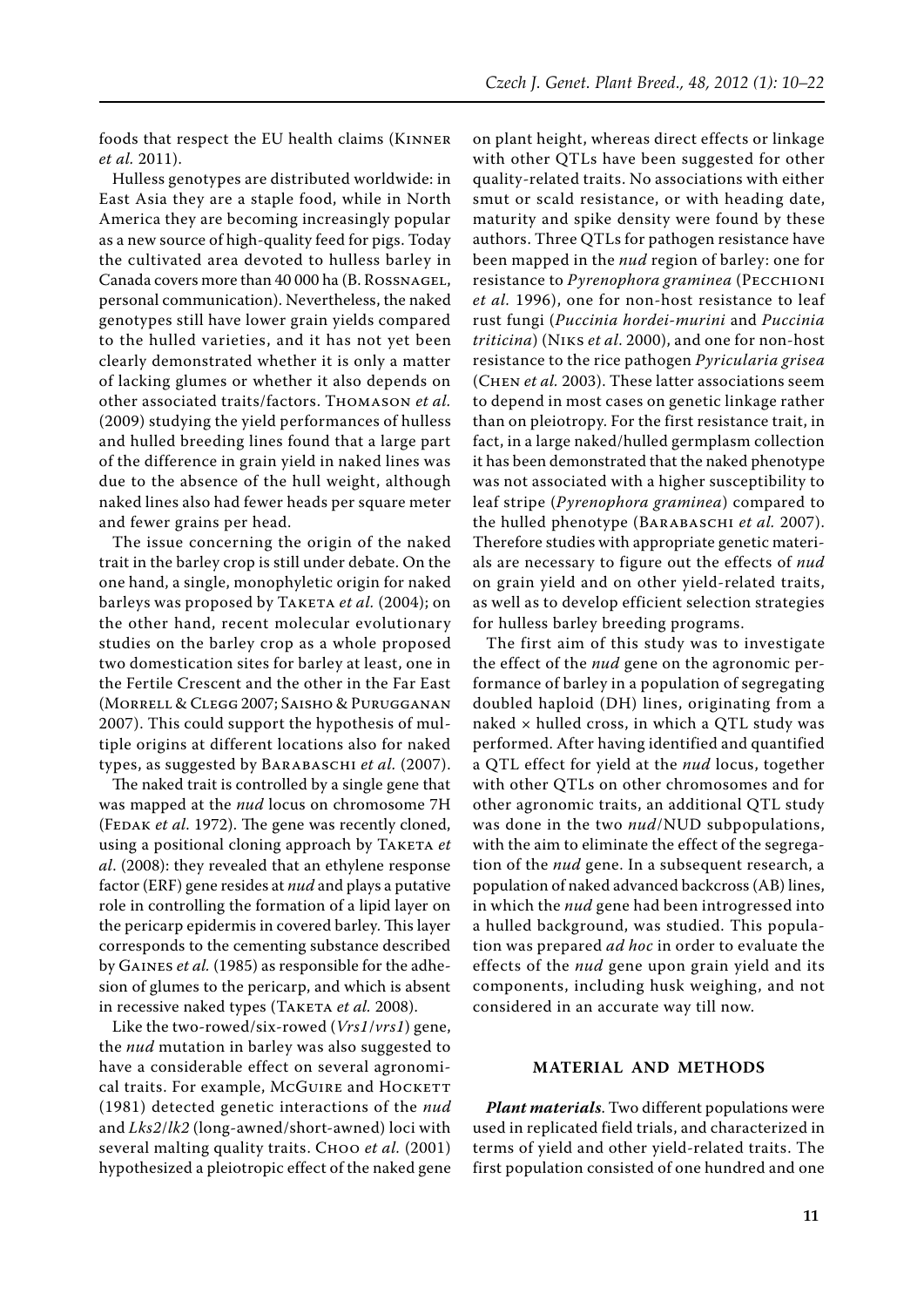foods that respect the EU health claims (Kinner *et al.* 2011).

Hulless genotypes are distributed worldwide: in East Asia they are a staple food, while in North America they are becoming increasingly popular as a new source of high-quality feed for pigs. Today the cultivated area devoted to hulless barley in Canada covers more than 40 000 ha (B. Rossnagel, personal communication). Nevertheless, the naked genotypes still have lower grain yields compared to the hulled varieties, and it has not yet been clearly demonstrated whether it is only a matter of lacking glumes or whether it also depends on other associated traits/factors. Thomason *et al.* (2009) studying the yield performances of hulless and hulled breeding lines found that a large part of the difference in grain yield in naked lines was due to the absence of the hull weight, although naked lines also had fewer heads per square meter and fewer grains per head.

The issue concerning the origin of the naked trait in the barley crop is still under debate. On the one hand, a single, monophyletic origin for naked barleys was proposed by Taketa *et al.* (2004); on the other hand, recent molecular evolutionary studies on the barley crop as a whole proposed two domestication sites for barley at least, one in the Fertile Crescent and the other in the Far East (Morrell & Clegg 2007; Saisho & Purugganan 2007). This could support the hypothesis of multiple origins at different locations also for naked types, as suggested by Barabaschi *et al.* (2007).

The naked trait is controlled by a single gene that was mapped at the *nud* locus on chromosome 7H (Fedak *et al.* 1972). The gene was recently cloned, using a positional cloning approach by Taketa *et al*. (2008): they revealed that an ethylene response factor (ERF) gene resides at *nud* and plays a putative role in controlling the formation of a lipid layer on the pericarp epidermis in covered barley. This layer corresponds to the cementing substance described by Gaines *et al.* (1985) as responsible for the adhesion of glumes to the pericarp, and which is absent in recessive naked types (Taketa *et al.* 2008).

Like the two-rowed/six-rowed (*Vrs1*/*vrs1*) gene, the *nud* mutation in barley was also suggested to have a considerable effect on several agronomical traits. For example, McGuire and Hockett (1981) detected genetic interactions of the *nud* and *Lks2*/*lk2* (long-awned/short-awned) loci with several malting quality traits. Choo *et al.* (2001) hypothesized a pleiotropic effect of the naked gene on plant height, whereas direct effects or linkage with other QTLs have been suggested for other quality-related traits. No associations with either smut or scald resistance, or with heading date, maturity and spike density were found by these authors. Three QTLs for pathogen resistance have been mapped in the *nud* region of barley: one for resistance to *Pyrenophora graminea* (Pecchioni *et al.* 1996), one for non-host resistance to leaf rust fungi (*Puccinia hordei-murini* and *Puccinia triticina*) (Niks *et al*. 2000), and one for non-host resistance to the rice pathogen *Pyricularia grisea* (Chen *et al.* 2003). These latter associations seem to depend in most cases on genetic linkage rather than on pleiotropy. For the first resistance trait, in fact, in a large naked/hulled germplasm collection it has been demonstrated that the naked phenotype was not associated with a higher susceptibility to leaf stripe (*Pyrenophora graminea*) compared to the hulled phenotype (Barabaschi *et al.* 2007). Therefore studies with appropriate genetic materials are necessary to figure out the effects of *nud* on grain yield and on other yield-related traits, as well as to develop efficient selection strategies for hulless barley breeding programs.

The first aim of this study was to investigate the effect of the *nud* gene on the agronomic performance of barley in a population of segregating doubled haploid (DH) lines, originating from a naked × hulled cross, in which a QTL study was performed. After having identified and quantified a QTL effect for yield at the *nud* locus, together with other QTLs on other chromosomes and for other agronomic traits, an additional QTL study was done in the two *nud*/NUD subpopulations, with the aim to eliminate the effect of the segregation of the *nud* gene. In a subsequent research, a population of naked advanced backcross (AB) lines, in which the *nud* gene had been introgressed into a hulled background, was studied. This population was prepared *ad hoc* in order to evaluate the effects of the *nud* gene upon grain yield and its components, including husk weighing, and not considered in an accurate way till now.

## MATERIAL AND METHODS

***Plant materials***. Two different populations were used in replicated field trials, and characterized in terms of yield and other yield-related traits. The first population consisted of one hundred and one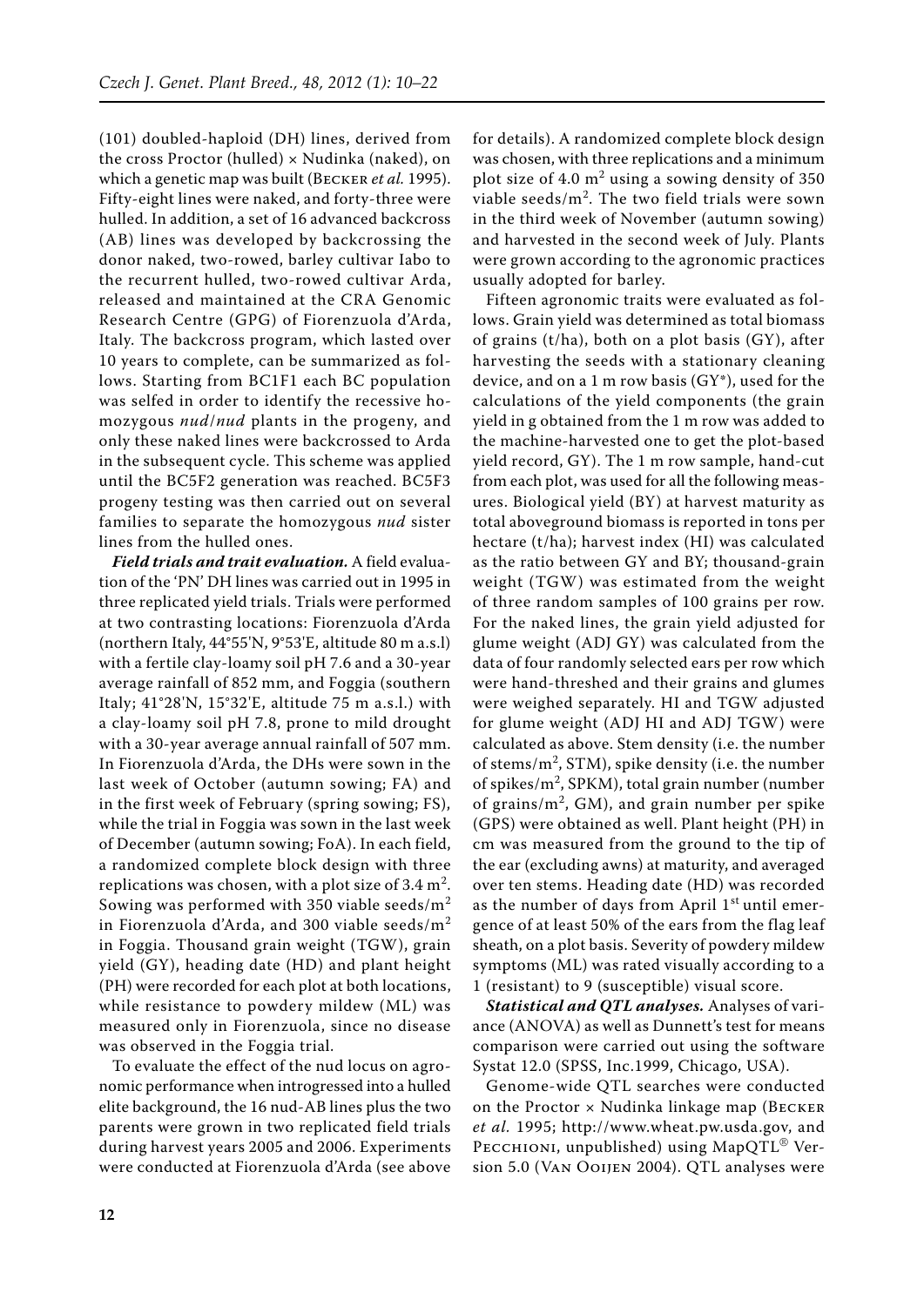(101) doubled-haploid (DH) lines, derived from the cross Proctor (hulled) × Nudinka (naked), on which a genetic map was built (Becker *et al.* 1995). Fifty-eight lines were naked, and forty-three were hulled. In addition, a set of 16 advanced backcross (AB) lines was developed by backcrossing the donor naked, two-rowed, barley cultivar Iabo to the recurrent hulled, two-rowed cultivar Arda, released and maintained at the CRA Genomic Research Centre (GPG) of Fiorenzuola d'Arda, Italy. The backcross program, which lasted over 10 years to complete, can be summarized as follows. Starting from BC1F1 each BC population was selfed in order to identify the recessive homozygous *nud*/*nud* plants in the progeny, and only these naked lines were backcrossed to Arda in the subsequent cycle. This scheme was applied until the BC5F2 generation was reached. BC5F3 progeny testing was then carried out on several families to separate the homozygous *nud* sister lines from the hulled ones.

***Field trials and trait evaluation.*** A field evaluation of the 'PN' DH lines was carried out in 1995 in three replicated yield trials. Trials were performed at two contrasting locations: Fiorenzuola d'Arda (northern Italy, 44°55'N, 9°53'E, altitude 80 m a.s.l) with a fertile clay-loamy soil pH 7.6 and a 30-year average rainfall of 852 mm, and Foggia (southern Italy; 41°28'N, 15°32'E, altitude 75 m a.s.l.) with a clay-loamy soil pH 7.8, prone to mild drought with a 30-year average annual rainfall of 507 mm. In Fiorenzuola d'Arda, the DHs were sown in the last week of October (autumn sowing; FA) and in the first week of February (spring sowing; FS), while the trial in Foggia was sown in the last week of December (autumn sowing; FoA). In each field, a randomized complete block design with three replications was chosen, with a plot size of 3.4 $m^2$. Sowing was performed with 350 viable seeds/$m^2$ in Fiorenzuola d'Arda, and 300 viable seeds/$m^2$ in Foggia. Thousand grain weight (TGW), grain yield (GY), heading date (HD) and plant height (PH) were recorded for each plot at both locations, while resistance to powdery mildew (ML) was measured only in Fiorenzuola, since no disease was observed in the Foggia trial.

To evaluate the effect of the nud locus on agronomic performance when introgressed into a hulled elite background, the 16 nud-AB lines plus the two parents were grown in two replicated field trials during harvest years 2005 and 2006. Experiments were conducted at Fiorenzuola d'Arda (see above for details). A randomized complete block design was chosen, with three replications and a minimum plot size of 4.0 $m^2$ using a sowing density of 350 viable seeds/$m^2$. The two field trials were sown in the third week of November (autumn sowing) and harvested in the second week of July. Plants were grown according to the agronomic practices usually adopted for barley.

Fifteen agronomic traits were evaluated as follows. Grain yield was determined as total biomass of grains (t/ha), both on a plot basis (GY), after harvesting the seeds with a stationary cleaning device, and on a 1 m row basis (GY*), used for the calculations of the yield components (the grain yield in g obtained from the 1 m row was added to the machine-harvested one to get the plot-based yield record, GY). The 1 m row sample, hand-cut from each plot, was used for all the following measures. Biological yield (BY) at harvest maturity as total aboveground biomass is reported in tons per hectare (t/ha); harvest index (HI) was calculated as the ratio between GY and BY; thousand-grain weight (TGW) was estimated from the weight of three random samples of 100 grains per row. For the naked lines, the grain yield adjusted for glume weight (ADJ GY) was calculated from the data of four randomly selected ears per row which were hand-threshed and their grains and glumes were weighed separately. HI and TGW adjusted for glume weight (ADJ HI and ADJ TGW) were calculated as above. Stem density (i.e. the number of stems/$m^2$, STM), spike density (i.e. the number of spikes/$m^2$, SPKM), total grain number (number of grains/$m^2$, GM), and grain number per spike (GPS) were obtained as well. Plant height (PH) in cm was measured from the ground to the tip of the ear (excluding awns) at maturity, and averaged over ten stems. Heading date (HD) was recorded as the number of days from April 1st until emergence of at least 50% of the ears from the flag leaf sheath, on a plot basis. Severity of powdery mildew symptoms (ML) was rated visually according to a 1 (resistant) to 9 (susceptible) visual score.

***Statistical and QTL analyses.*** Analyses of variance (ANOVA) as well as Dunnett's test for means comparison were carried out using the software Systat 12.0 (SPSS, Inc.1999, Chicago, USA).

Genome-wide QTL searches were conducted on the Proctor × Nudinka linkage map (Becker *et al.* 1995; http://www.wheat.pw.usda.gov, and Pecchioni, unpublished) using MapQTL® Version 5.0 (Van Ooijen 2004). QTL analyses were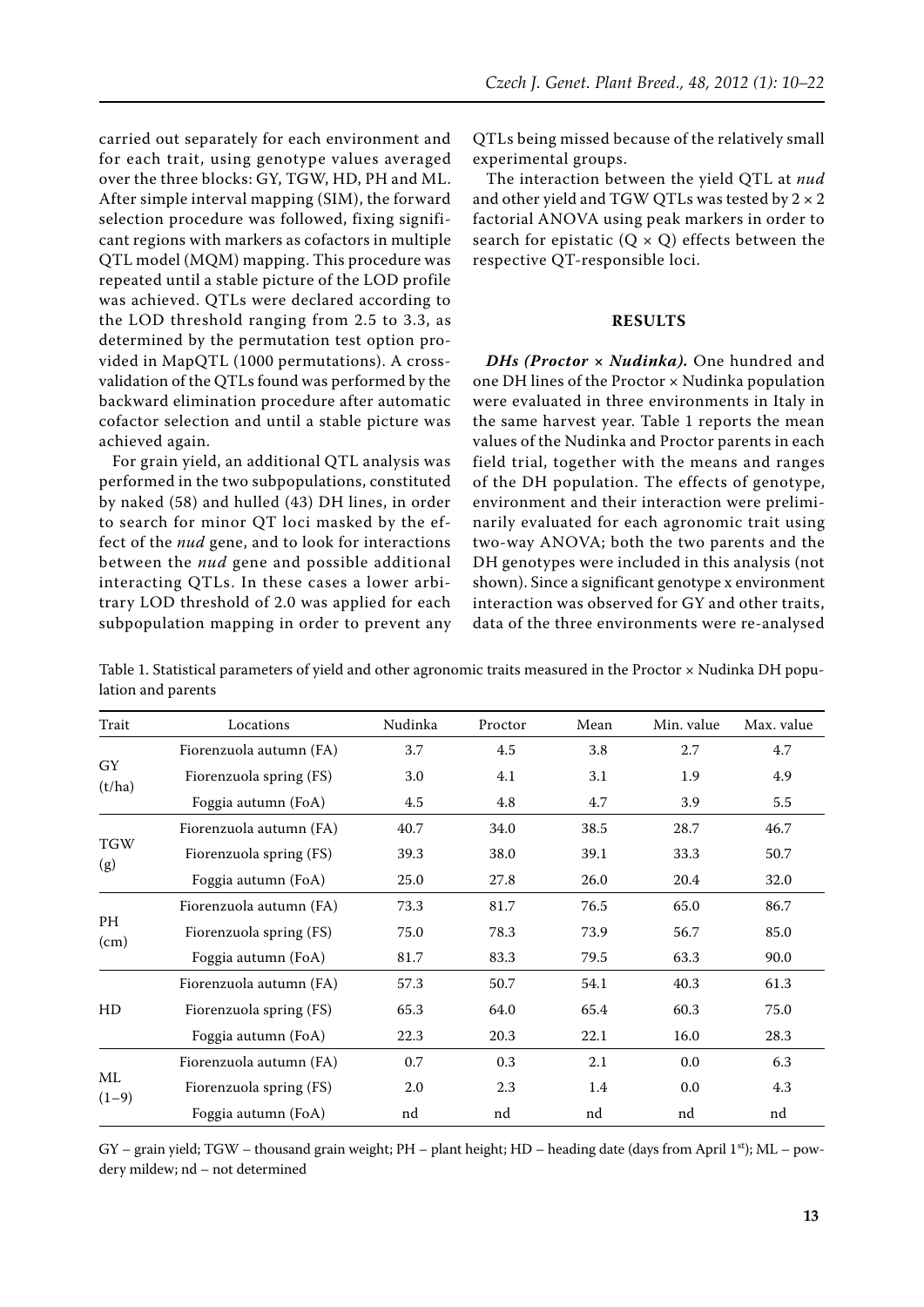carried out separately for each environment and for each trait, using genotype values averaged over the three blocks: GY, TGW, HD, PH and ML. After simple interval mapping (SIM), the forward selection procedure was followed, fixing significant regions with markers as cofactors in multiple QTL model (MQM) mapping. This procedure was repeated until a stable picture of the LOD profile was achieved. QTLs were declared according to the LOD threshold ranging from 2.5 to 3.3, as determined by the permutation test option provided in MapQTL (1000 permutations). A cross-validation of the QTLs found was performed by the backward elimination procedure after automatic cofactor selection and until a stable picture was achieved again.

For grain yield, an additional QTL analysis was performed in the two subpopulations, constituted by naked (58) and hulled (43) DH lines, in order to search for minor QT loci masked by the effect of the *nud* gene, and to look for interactions between the *nud* gene and possible additional interacting QTLs. In these cases a lower arbitrary LOD threshold of 2.0 was applied for each subpopulation mapping in order to prevent any QTLs being missed because of the relatively small experimental groups.

The interaction between the yield QTL at *nud* and other yield and TGW QTLs was tested by $2 \times 2$ factorial ANOVA using peak markers in order to search for epistatic ($Q \times Q$) effects between the respective QT-responsible loci.

## RESULTS

***DHs (Proctor × Nudinka).*** One hundred and one DH lines of the Proctor × Nudinka population were evaluated in three environments in Italy in the same harvest year. Table 1 reports the mean values of the Nudinka and Proctor parents in each field trial, together with the means and ranges of the DH population. The effects of genotype, environment and their interaction were preliminarily evaluated for each agronomic trait using two-way ANOVA; both the two parents and the DH genotypes were included in this analysis (not shown). Since a significant genotype x environment interaction was observed for GY and other traits, data of the three environments were re-analysed

Table 1. Statistical parameters of yield and other agronomic traits measured in the Proctor × Nudinka DH population and parents

| Trait | Locations | Nudinka | Proctor | Mean | Min. value | Max. value |
|---|---|---|---|---|---|---|
| GY (t/ha) | Fiorenzuola autumn (FA) | 3.7 | 4.5 | 3.8 | 2.7 | 4.7 |
| | Fiorenzuola spring (FS) | 3.0 | 4.1 | 3.1 | 1.9 | 4.9 |
| | Foggia autumn (FoA) | 4.5 | 4.8 | 4.7 | 3.9 | 5.5 |
| TGW (g) | Fiorenzuola autumn (FA) | 40.7 | 34.0 | 38.5 | 28.7 | 46.7 |
| | Fiorenzuola spring (FS) | 39.3 | 38.0 | 39.1 | 33.3 | 50.7 |
| | Foggia autumn (FoA) | 25.0 | 27.8 | 26.0 | 20.4 | 32.0 |
| PH (cm) | Fiorenzuola autumn (FA) | 73.3 | 81.7 | 76.5 | 65.0 | 86.7 |
| | Fiorenzuola spring (FS) | 75.0 | 78.3 | 73.9 | 56.7 | 85.0 |
| | Foggia autumn (FoA) | 81.7 | 83.3 | 79.5 | 63.3 | 90.0 |
| HD | Fiorenzuola autumn (FA) | 57.3 | 50.7 | 54.1 | 40.3 | 61.3 |
| | Fiorenzuola spring (FS) | 65.3 | 64.0 | 65.4 | 60.3 | 75.0 |
| | Foggia autumn (FoA) | 22.3 | 20.3 | 22.1 | 16.0 | 28.3 |
| ML (1–9) | Fiorenzuola autumn (FA) | 0.7 | 0.3 | 2.1 | 0.0 | 6.3 |
| | Fiorenzuola spring (FS) | 2.0 | 2.3 | 1.4 | 0.0 | 4.3 |
| | Foggia autumn (FoA) | nd | nd | nd | nd | nd |

GY – grain yield; TGW – thousand grain weight; PH – plant height; HD – heading date (days from April 1st); ML – powdery mildew; nd – not determined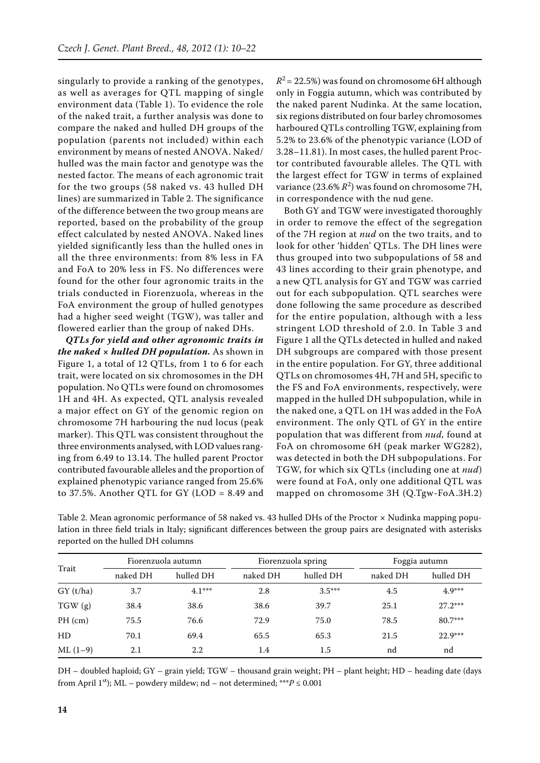singularly to provide a ranking of the genotypes, as well as averages for QTL mapping of single environment data (Table 1). To evidence the role of the naked trait, a further analysis was done to compare the naked and hulled DH groups of the population (parents not included) within each environment by means of nested ANOVA. Naked/hulled was the main factor and genotype was the nested factor. The means of each agronomic trait for the two groups (58 naked vs. 43 hulled DH lines) are summarized in Table 2. The significance of the difference between the two group means are reported, based on the probability of the group effect calculated by nested ANOVA. Naked lines yielded significantly less than the hulled ones in all the three environments: from 8% less in FA and FoA to 20% less in FS. No differences were found for the other four agronomic traits in the trials conducted in Fiorenzuola, whereas in the FoA environment the group of hulled genotypes had a higher seed weight (TGW), was taller and flowered earlier than the group of naked DHs.

***QTLs for yield and other agronomic traits in the naked × hulled DH population.*** As shown in Figure 1, a total of 12 QTLs, from 1 to 6 for each trait, were located on six chromosomes in the DH population. No QTLs were found on chromosomes 1H and 4H. As expected, QTL analysis revealed a major effect on GY of the genomic region on chromosome 7H harbouring the nud locus (peak marker). This QTL was consistent throughout the three environments analysed, with LOD values ranging from 6.49 to 13.14. The hulled parent Proctor contributed favourable alleles and the proportion of explained phenotypic variance ranged from 25.6% to 37.5%. Another QTL for GY (LOD = 8.49 and $R^2$ = 22.5%) was found on chromosome 6H although only in Foggia autumn, which was contributed by the naked parent Nudinka. At the same location, six regions distributed on four barley chromosomes harboured QTLs controlling TGW, explaining from 5.2% to 23.6% of the phenotypic variance (LOD of 3.28–11.81). In most cases, the hulled parent Proctor contributed favourable alleles. The QTL with the largest effect for TGW in terms of explained variance (23.6% $R^2$) was found on chromosome 7H, in correspondence with the nud gene.

Both GY and TGW were investigated thoroughly in order to remove the effect of the segregation of the 7H region at *nud* on the two traits, and to look for other 'hidden' QTLs. The DH lines were thus grouped into two subpopulations of 58 and 43 lines according to their grain phenotype, and a new QTL analysis for GY and TGW was carried out for each subpopulation. QTL searches were done following the same procedure as described for the entire population, although with a less stringent LOD threshold of 2.0. In Table 3 and Figure 1 all the QTLs detected in hulled and naked DH subgroups are compared with those present in the entire population. For GY, three additional QTLs on chromosomes 4H, 7H and 5H, specific to the FS and FoA environments, respectively, were mapped in the hulled DH subpopulation, while in the naked one, a QTL on 1H was added in the FoA environment. The only QTL of GY in the entire population that was different from *nud,* found at FoA on chromosome 6H (peak marker WG282), was detected in both the DH subpopulations. For TGW, for which six QTLs (including one at *nud*) were found at FoA, only one additional QTL was mapped on chromosome 3H (Q.Tgw-FoA.3H.2)

Table 2. Mean agronomic performance of 58 naked vs. 43 hulled DHs of the Proctor × Nudinka mapping population in three field trials in Italy; significant differences between the group pairs are designated with asterisks reported on the hulled DH columns

| Trait | Fiorenzuola autumn | | Fiorenzuola spring | | Foggia autumn | |
|---|---|---|---|---|---|---|
| | naked DH | hulled DH | naked DH | hulled DH | naked DH | hulled DH |
| GY (t/ha) | 3.7 | 4.1*** | 2.8 | 3.5*** | 4.5 | 4.9*** |
| TGW (g) | 38.4 | 38.6 | 38.6 | 39.7 | 25.1 | 27.2*** |
| PH (cm) | 75.5 | 76.6 | 72.9 | 75.0 | 78.5 | 80.7*** |
| HD | 70.1 | 69.4 | 65.5 | 65.3 | 21.5 | 22.9*** |
| ML (1–9) | 2.1 | 2.2 | 1.4 | 1.5 | nd | nd |

DH – doubled haploid; GY – grain yield; TGW – thousand grain weight; PH – plant height; HD – heading date (days from April 1st); ML – powdery mildew; nd – not determined; ***$P \leq 0.001$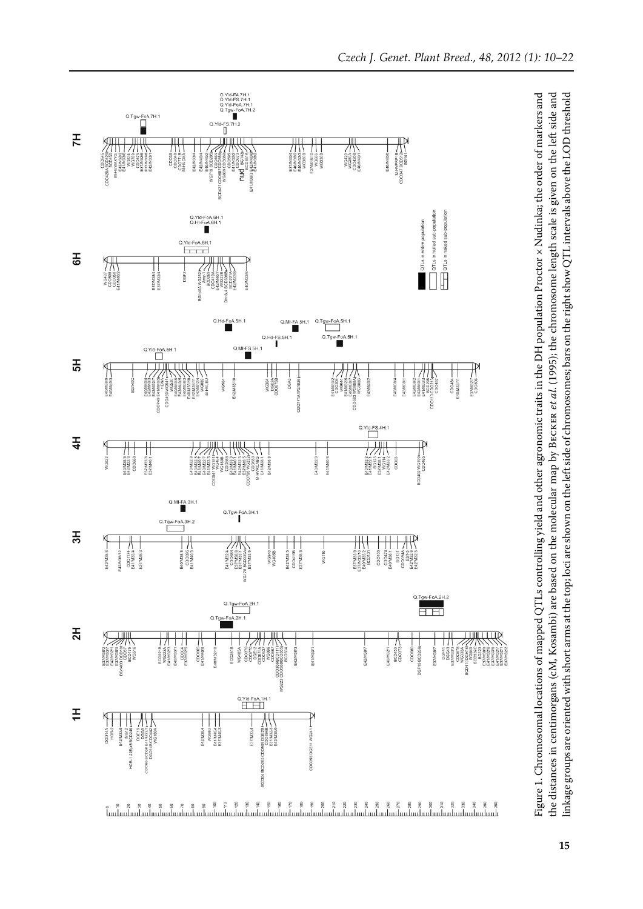Figure 1. Chromosomal locations of mapped QTLs controlling yield and other agronomic traits in the DH population Proctor × Nudinka; the order of markers and the distances in centimorgans (cM, Kosambi) are based on the molecular map by Becker *et al.* (1995); the chromosome length scale is given on the left side and linkage groups are oriented with short arms at the top; loci are shown on the left side of chromosomes; bars on the right show QTL intervals above the LOD threshold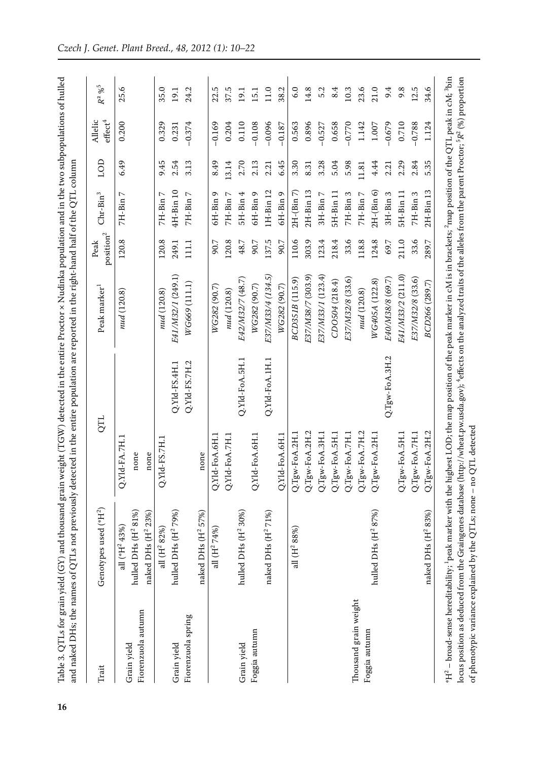Table 3. QTLs for grain yield (GY) and thousand grain weight (TGW) detected in the entire Proctor × Nudinka population and in the two subpopulations of hulled and naked DHs; the names of QTLs not previously detected in the entire population are reported in the right-hand half of the QTL column

| Trait | Genotypes used (*H²) | QTL | | Peak marker[1] | Peak position[2] | Chr-Bin[3] | LOD | Allelic effect[4] | $R^2$ %[5] |
|---|---|---|---|---|---|---|---|---|---|
| Grain yield Fiorenzuola autumn | all (*H² 43%) | Q.Yld-FA.7H.1 | | *nud* (120.8) | 120.8 | 7H-Bin 7 | 6.49 | 0.200 | 25.6 |
| | hulled DHs (H² 81%) | none | | | | | | | |
| | naked DHs (H² 23%) | none | | | | | | | |
| Grain yield Fiorenzuola spring | all (H² 82%) | Q.Yld-FS.7H.1 | | *nud* (120.8) | 120.8 | 7H-Bin 7 | 9.45 | 0.329 | 35.0 |
| | hulled DHs (H² 79%) | | Q.Yld-FS.4H.1 | *E41/M32/1* (249.1) | 249.1 | 4H-Bin 10 | 2.54 | 0.231 | 19.1 |
| | | | Q.Yld-FS.7H.2 | *WG669* (111.1) | 111.1 | 7H-Bin 7 | 3.13 | −0.374 | 24.2 |
| | naked DHs (H² 57%) | none | | | | | | | |
| Grain yield Foggia autumn | all (H² 74%) | Q.Yld-FoA.6H.1 | | *WG282* (90.7) | 90.7 | 6H-Bin 9 | 8.49 | −0.169 | 22.5 |
| | | Q.Yld-FoA.7H.1 | | *nud* (120.8) | 120.8 | 7H-Bin 7 | 13.14 | 0.204 | 37.5 |
| | hulled DHs (H² 30%) | | Q.Yld-FoA.5H.1 | *E42/M32/7* (48.7) | 48.7 | 5H-Bin 4 | 2.70 | 0.110 | 19.1 |
| | | Q.Yld-FoA.6H.1 | | *WG282* (90.7) | 90.7 | 6H-Bin 9 | 2.13 | −0.108 | 15.1 |
| | naked DHs (H² 71%) | | Q.Yld-FoA.1H.1 | *E37/M33/4* (134.5) | 137.5 | 1H-Bin 12 | 2.21 | −0.096 | 11.0 |
| | | Q.Yld-FoA.6H.1 | | *WG282* (90.7) | 90.7 | 6H-Bin 9 | 6.45 | −0.187 | 38.2 |
| Thousand grain weight Foggia autumn | all (H² 88%) | Q.Tgw-FoA.2H.1 | | *BCD351B* (115.9) | 110.6 | 2H-(Bin 7) | 3.30 | 0.563 | 6.0 |
| | | Q.Tgw-FoA.2H.2 | | *E37/M38/7* (303.9) | 303.9 | 2H-Bin 13 | 8.31 | 0.896 | 14.8 |
| | | Q.Tgw-FoA.3H.1 | | *E37/M33/1* (123.4) | 123.4 | 3H-Bin 7 | 3.28 | −0.527 | 5.2 |
| | | Q.Tgw-FoA.5H.1 | | *CDO504* (218.4) | 218.4 | 5H-Bin 11 | 5.04 | 0.658 | 8.4 |
| | | Q.Tgw-FoA.7H.1 | | *E37/M32/8* (33.6) | 33.6 | 7H-Bin 3 | 5.98 | −0.770 | 10.3 |
| | | Q.Tgw-FoA.7H.2 | | *nud* (120.8) | 118.8 | 7H-Bin 7 | 11.81 | 1.142 | 23.6 |
| | hulled DHs (H² 87%) | Q.Tgw-FoA.2H.1 | | *WG405A* (122.8) | 124.8 | 2H-(Bin 6) | 4.44 | 1.007 | 21.0 |
| | | | Q.Tgw-FoA.3H.2 | *E40/M38/8* (69.7) | 69.7 | 3H-Bin 3 | 2.21 | −0.679 | 9.4 |
| | | Q.Tgw-FoA.5H.1 | | *E41/M33/2* (211.0) | 211.0 | 5H-Bin 11 | 2.29 | 0.710 | 9.8 |
| | | Q.Tgw-FoA.7H.1 | | *E37/M32/8* (33.6) | 33.6 | 7H-Bin 3 | 2.84 | −0.788 | 12.5 |
| | naked DHs (H² 83%) | Q.Tgw-FoA.2H.2 | | *BCD266* (289.7) | 289.7 | 2H-Bin 13 | 5.35 | 1.124 | 34.6 |

*H² – broad-sense hereditability; [1]peak marker with the highest LOD; the map position of the peak marker in cM is in brackets; [2]map position of the QTL peak in cM; [3]bin locus position as deduced from the Graingenes database (http://wheat.pw.usda.gov); [4]effects on the analyzed traits of the alleles from the parent Proctor; [5]$R^2$ (%) proportion of phenotypic variance explained by the QTLs; none – no QTL detected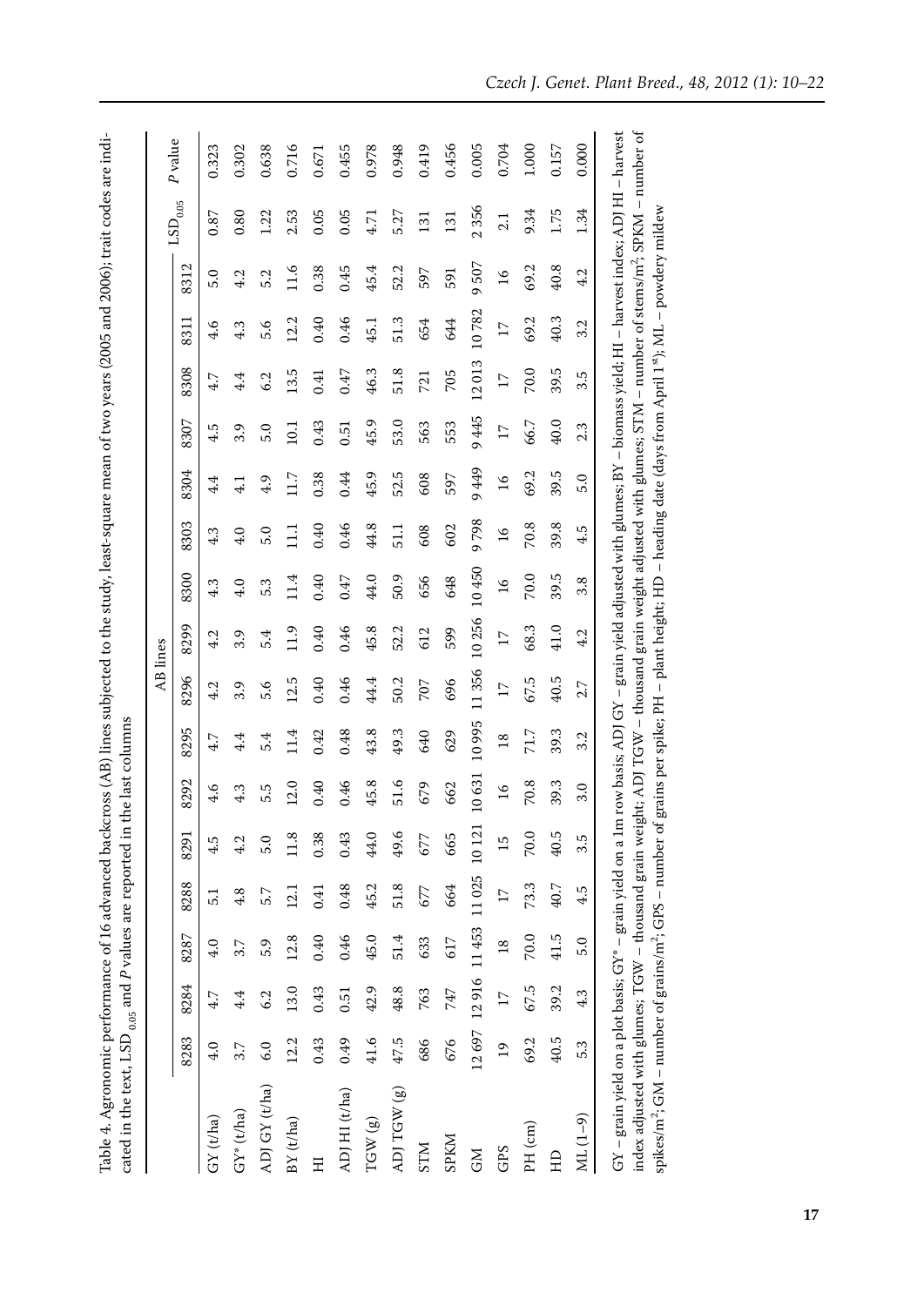Table 4. Agronomic performance of 16 advanced backcross (AB) lines subjected to the study, least-square mean of two years (2005 and 2006); trait codes are indicated in the text, $LSD_{0.05}$ and *P* values are reported in the last columns

| | AB lines | | | | | | | | | | | | | | | | $LSD_{0.05}$ | *P* value |
|---|---|---|---|---|---|---|---|---|---|---|---|---|---|---|---|---|---|---|
| | 8283 | 8284 | 8287 | 8288 | 8291 | 8292 | 8295 | 8296 | 8299 | 8300 | 8303 | 8304 | 8307 | 8308 | 8311 | 8312 | | |
| GY (t/ha) | 4.0 | 4.7 | 4.0 | 5.1 | 4.5 | 4.6 | 4.7 | 4.2 | 4.2 | 4.3 | 4.3 | 4.4 | 4.5 | 4.7 | 4.6 | 5.0 | 0.87 | 0.323 |
| GY* (t/ha) | 3.7 | 4.4 | 3.7 | 4.8 | 4.2 | 4.3 | 4.4 | 3.9 | 3.9 | 4.0 | 4.0 | 4.1 | 3.9 | 4.4 | 4.3 | 4.2 | 0.80 | 0.302 |
| ADJ GY (t/ha) | 6.0 | 6.2 | 5.9 | 5.7 | 5.0 | 5.5 | 5.4 | 5.6 | 5.4 | 5.3 | 5.0 | 4.9 | 5.0 | 6.2 | 5.6 | 5.2 | 1.22 | 0.638 |
| BY (t/ha) | 12.2 | 13.0 | 12.8 | 12.1 | 11.8 | 12.0 | 11.4 | 12.5 | 11.9 | 11.4 | 11.1 | 11.7 | 10.1 | 13.5 | 12.2 | 11.6 | 2.53 | 0.716 |
| HI | 0.43 | 0.43 | 0.40 | 0.41 | 0.38 | 0.40 | 0.42 | 0.40 | 0.40 | 0.40 | 0.40 | 0.38 | 0.43 | 0.41 | 0.40 | 0.38 | 0.05 | 0.671 |
| ADJ HI (t/ha) | 0.49 | 0.51 | 0.46 | 0.48 | 0.43 | 0.46 | 0.48 | 0.46 | 0.46 | 0.47 | 0.46 | 0.44 | 0.51 | 0.47 | 0.46 | 0.45 | 0.05 | 0.455 |
| TGW (g) | 41.6 | 42.9 | 45.0 | 45.2 | 44.0 | 45.8 | 43.8 | 44.4 | 45.8 | 44.0 | 44.8 | 45.9 | 45.9 | 46.3 | 45.1 | 45.4 | 4.71 | 0.978 |
| ADJ TGW (g) | 47.5 | 48.8 | 51.4 | 51.8 | 49.6 | 51.6 | 49.3 | 50.2 | 52.2 | 50.9 | 51.1 | 52.5 | 53.0 | 51.8 | 51.3 | 52.2 | 5.27 | 0.948 |
| STM | 686 | 763 | 633 | 677 | 677 | 679 | 640 | 707 | 612 | 656 | 608 | 608 | 563 | 721 | 654 | 597 | 131 | 0.419 |
| SPKM | 676 | 747 | 617 | 664 | 665 | 662 | 629 | 696 | 599 | 648 | 602 | 597 | 553 | 705 | 644 | 591 | 131 | 0.456 |
| GM | 12 697 | 12 916 | 11 453 | 11 025 | 10 121 | 10 631 | 10 995 | 11 356 | 10 256 | 10 450 | 9 798 | 9 449 | 9 445 | 12 013 | 10 782 | 9 507 | 2 356 | 0.005 |
| GPS | 19 | 17 | 18 | 17 | 15 | 16 | 18 | 17 | 17 | 16 | 16 | 16 | 17 | 17 | 17 | 16 | 2.1 | 0.704 |
| PH (cm) | 69.2 | 67.5 | 70.0 | 73.3 | 70.0 | 70.8 | 71.7 | 67.5 | 68.3 | 70.0 | 70.8 | 69.2 | 66.7 | 70.0 | 69.2 | 69.2 | 9.34 | 1.000 |
| HD | 40.5 | 39.2 | 41.5 | 40.7 | 40.5 | 39.3 | 39.3 | 40.5 | 41.0 | 39.5 | 39.8 | 39.5 | 40.0 | 39.5 | 40.3 | 40.8 | 1.75 | 0.157 |
| ML (1–9) | 5.3 | 4.3 | 5.0 | 4.5 | 3.5 | 3.0 | 3.2 | 2.7 | 4.2 | 3.8 | 4.5 | 5.0 | 2.3 | 3.5 | 3.2 | 4.2 | 1.34 | 0.000 |

GY – grain yield on a plot basis; GY* – grain yield on a 1m row basis; ADJ GY – grain yield adjusted with glumes; BY – biomass yield; HI – harvest index; ADJ HI – harvest index adjusted with glumes; TGW – thousand grain weight; ADJ TGW – thousand grain weight adjusted with glumes; STM – number of stems/m$^2$; SPKM – number of spikes/m$^2$; GM – number of grains/m$^2$; GPS – number of grains per spike; PH – plant height; HD – heading date (days from April 1[st]); ML – powdery mildew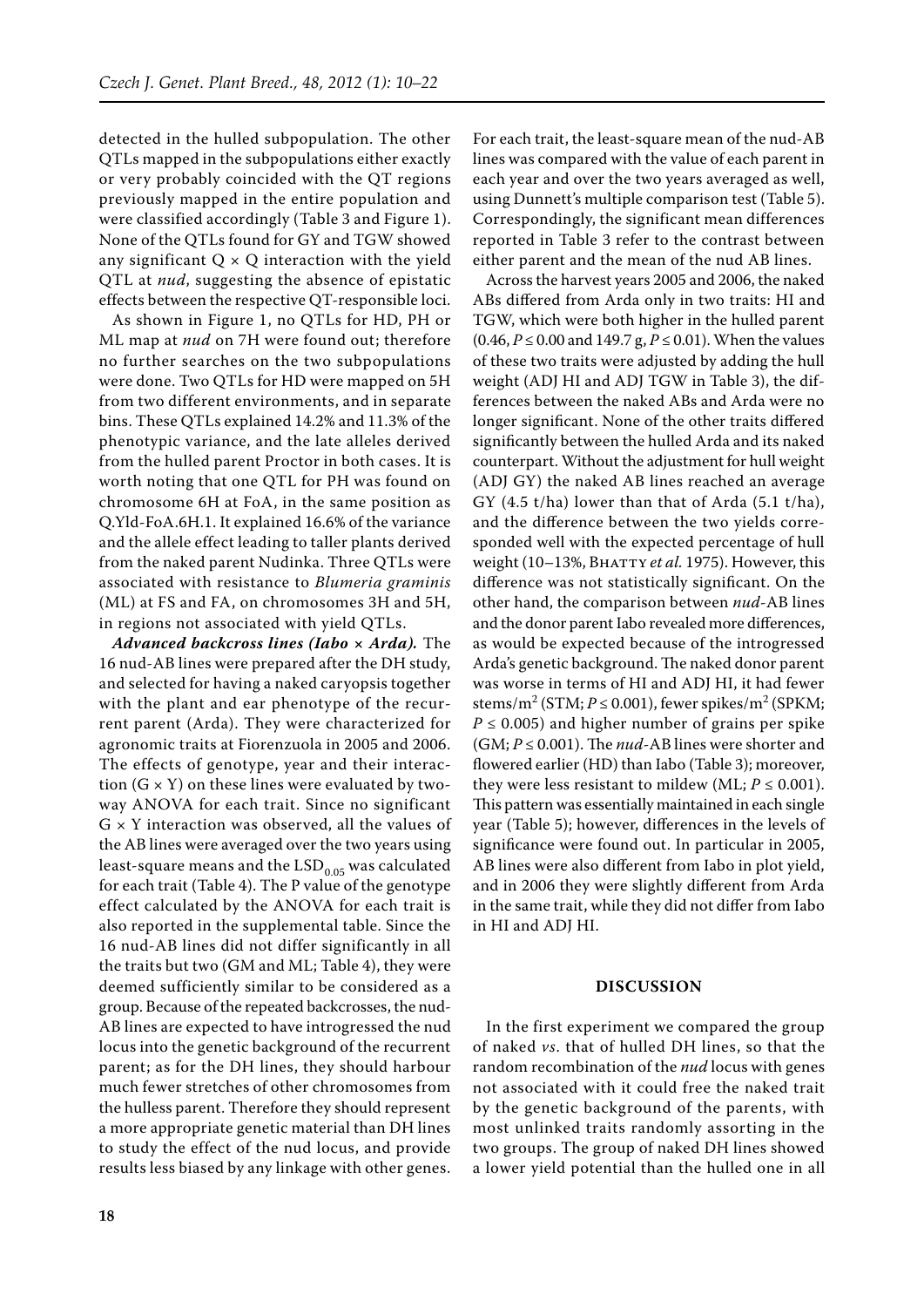detected in the hulled subpopulation. The other QTLs mapped in the subpopulations either exactly or very probably coincided with the QT regions previously mapped in the entire population and were classified accordingly (Table 3 and Figure 1). None of the QTLs found for GY and TGW showed any significant Q × Q interaction with the yield QTL at *nud*, suggesting the absence of epistatic effects between the respective QT-responsible loci.

As shown in Figure 1, no QTLs for HD, PH or ML map at *nud* on 7H were found out; therefore no further searches on the two subpopulations were done. Two QTLs for HD were mapped on 5H from two different environments, and in separate bins. These QTLs explained 14.2% and 11.3% of the phenotypic variance, and the late alleles derived from the hulled parent Proctor in both cases. It is worth noting that one QTL for PH was found on chromosome 6H at FoA, in the same position as Q.Yld-FoA.6H.1. It explained 16.6% of the variance and the allele effect leading to taller plants derived from the naked parent Nudinka. Three QTLs were associated with resistance to *Blumeria graminis* (ML) at FS and FA, on chromosomes 3H and 5H, in regions not associated with yield QTLs.

***Advanced backcross lines (Iabo × Arda).*** The 16 nud-AB lines were prepared after the DH study, and selected for having a naked caryopsis together with the plant and ear phenotype of the recurrent parent (Arda). They were characterized for agronomic traits at Fiorenzuola in 2005 and 2006. The effects of genotype, year and their interaction (G × Y) on these lines were evaluated by two-way ANOVA for each trait. Since no significant G × Y interaction was observed, all the values of the AB lines were averaged over the two years using least-square means and the $LSD_{0.05}$ was calculated for each trait (Table 4). The P value of the genotype effect calculated by the ANOVA for each trait is also reported in the supplemental table. Since the 16 nud-AB lines did not differ significantly in all the traits but two (GM and ML; Table 4), they were deemed sufficiently similar to be considered as a group. Because of the repeated backcrosses, the nud-AB lines are expected to have introgressed the nud locus into the genetic background of the recurrent parent; as for the DH lines, they should harbour much fewer stretches of other chromosomes from the hulless parent. Therefore they should represent a more appropriate genetic material than DH lines to study the effect of the nud locus, and provide results less biased by any linkage with other genes.

For each trait, the least-square mean of the nud-AB lines was compared with the value of each parent in each year and over the two years averaged as well, using Dunnett's multiple comparison test (Table 5). Correspondingly, the significant mean differences reported in Table 3 refer to the contrast between either parent and the mean of the nud AB lines.

Across the harvest years 2005 and 2006, the naked ABs differed from Arda only in two traits: HI and TGW, which were both higher in the hulled parent (0.46, $P \leq 0.00$ and 149.7 g, $P \leq 0.01$). When the values of these two traits were adjusted by adding the hull weight (ADJ HI and ADJ TGW in Table 3), the differences between the naked ABs and Arda were no longer significant. None of the other traits differed significantly between the hulled Arda and its naked counterpart. Without the adjustment for hull weight (ADJ GY) the naked AB lines reached an average GY (4.5 t/ha) lower than that of Arda (5.1 t/ha), and the difference between the two yields corresponded well with the expected percentage of hull weight (10–13%, Bhatty *et al.* 1975). However, this difference was not statistically significant. On the other hand, the comparison between *nud*-AB lines and the donor parent Iabo revealed more differences, as would be expected because of the introgressed Arda's genetic background. The naked donor parent was worse in terms of HI and ADJ HI, it had fewer stems/m² (STM; $P \leq 0.001$), fewer spikes/m² (SPKM; $P \leq 0.005$) and higher number of grains per spike (GM; $P \leq 0.001$). The *nud*-AB lines were shorter and flowered earlier (HD) than Iabo (Table 3); moreover, they were less resistant to mildew (ML; $P \leq 0.001$). This pattern was essentially maintained in each single year (Table 5); however, differences in the levels of significance were found out. In particular in 2005, AB lines were also different from Iabo in plot yield, and in 2006 they were slightly different from Arda in the same trait, while they did not differ from Iabo in HI and ADJ HI.

## DISCUSSION

In the first experiment we compared the group of naked *vs*. that of hulled DH lines, so that the random recombination of the *nud* locus with genes not associated with it could free the naked trait by the genetic background of the parents, with most unlinked traits randomly assorting in the two groups. The group of naked DH lines showed a lower yield potential than the hulled one in all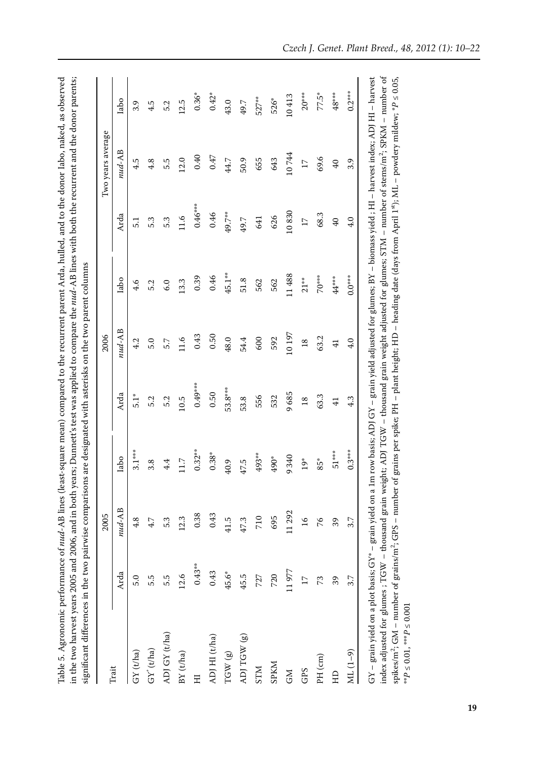Table 5. Agronomic performance of *nud*-AB lines (least-square mean) compared to the recurrent parent Arda, hulled, and to the donor Iabo, naked, as observed in the two harvest years 2005 and 2006, and in both years; Dunnett's test was applied to compare the *nud*-AB lines with both the recurrent and the donor parents; significant differences in the two pairwise comparisons are designated with asterisks on the two parent columns

| Trait | 2005 | | | 2006 | | | Two years average | | |
|---|---|---|---|---|---|---|---|---|---|
| | Arda | *nud*-AB | Iabo | Arda | *nud*-AB | Iabo | Arda | *nud*-AB | Iabo |
| GY (t/ha) | 5.0 | 4.8 | 3.1*** | 5.1* | 4.2 | 4.6 | 5.1 | 4.5 | 3.9 |
| GY* (t/ha) | 5.5 | 4.7 | 3.8 | 5.2 | 5.0 | 5.2 | 5.3 | 4.8 | 4.5 |
| ADJ GY (t/ha) | 5.5 | 5.3 | 4.4 | 5.2 | 5.7 | 6.0 | 5.3 | 5.5 | 5.2 |
| BY (t/ha) | 12.6 | 12.3 | 11.7 | 10.5 | 11.6 | 13.3 | 11.6 | 12.0 | 12.5 |
| HI | 0.43** | 0.38 | 0.32** | 0.49*** | 0.43 | 0.39 | 0.46*** | 0.40 | 0.36* |
| ADJ HI (t/ha) | 0.43 | 0.43 | 0.38* | 0.50 | 0.50 | 0.46 | 0.46 | 0.47 | 0.42* |
| TGW (g) | 45.6* | 41.5 | 40.9 | 53.8*** | 48.0 | 45.1** | 49.7** | 44.7 | 43.0 |
| ADJ TGW (g) | 45.5 | 47.3 | 47.5 | 53.8 | 54.4 | 51.8 | 49.7 | 50.9 | 49.7 |
| STM | 727 | 710 | 493** | 556 | 600 | 562 | 641 | 655 | 527** |
| SPKM | 720 | 695 | 490* | 532 | 592 | 562 | 626 | 643 | 526* |
| GM | 11 977 | 11 292 | 9340 | 9685 | 10 197 | 11 488 | 10 830 | 10 744 | 10 413 |
| GPS | 17 | 16 | 19* | 18 | 18 | 21** | 17 | 17 | 20*** |
| PH (cm) | 73 | 76 | 85* | 63.3 | 63.2 | 70*** | 68.3 | 69.6 | 77.5* |
| HD | 39 | 39 | 51*** | 41 | 41 | 44*** | 40 | 40 | 48*** |
| ML (1–9) | 3.7 | 3.7 | 0.3*** | 4.3 | 4.0 | 0.0*** | 4.0 | 3.9 | 0.2*** |

GY – grain yield on a plot basis; GY* – grain yield on a 1m row basis; ADJ GY – grain yield adjusted for glumes; BY – biomass yield ; HI – harvest index; ADJ HI – harvest index adjusted for glumes ; TGW – thousand grain weight; ADJ TGW – thousand grain weight adjusted for glumes; STM – number of stems/m$^2$; SPKM – number of spikes/m$^2$, GM – number of grains/m$^2$; GPS – number of grains per spike; PH – plant height; HD – heading date (days from April 1[st]); ML – powdery mildew; *$P \leq 0.05$, **$P \leq 0.01$, ***$P \leq 0.001$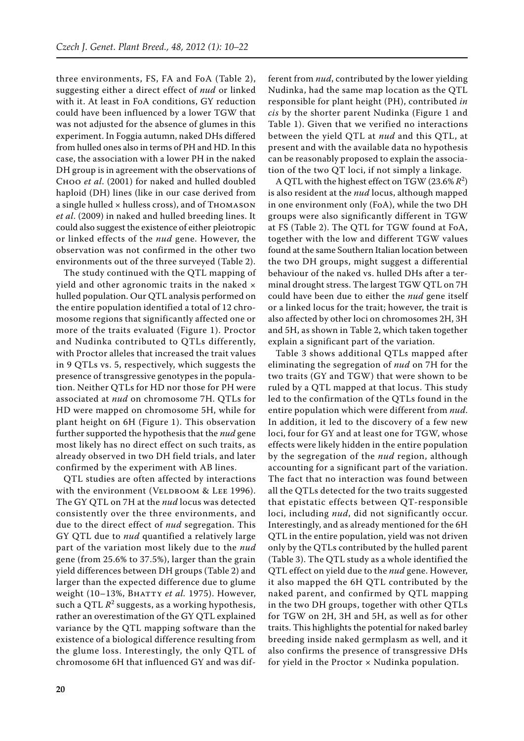three environments, FS, FA and FoA (Table 2), suggesting either a direct effect of *nud* or linked with it. At least in FoA conditions, GY reduction could have been influenced by a lower TGW that was not adjusted for the absence of glumes in this experiment. In Foggia autumn, naked DHs differed from hulled ones also in terms of PH and HD. In this case, the association with a lower PH in the naked DH group is in agreement with the observations of Choo *et al*. (2001) for naked and hulled doubled haploid (DH) lines (like in our case derived from a single hulled × hulless cross), and of Thomason *et al.* (2009) in naked and hulled breeding lines. It could also suggest the existence of either pleiotropic or linked effects of the *nud* gene. However, the observation was not confirmed in the other two environments out of the three surveyed (Table 2).

The study continued with the QTL mapping of yield and other agronomic traits in the naked × hulled population. Our QTL analysis performed on the entire population identified a total of 12 chromosome regions that significantly affected one or more of the traits evaluated (Figure 1). Proctor and Nudinka contributed to QTLs differently, with Proctor alleles that increased the trait values in 9 QTLs vs. 5, respectively, which suggests the presence of transgressive genotypes in the population. Neither QTLs for HD nor those for PH were associated at *nud* on chromosome 7H. QTLs for HD were mapped on chromosome 5H, while for plant height on 6H (Figure 1). This observation further supported the hypothesis that the *nud* gene most likely has no direct effect on such traits, as already observed in two DH field trials, and later confirmed by the experiment with AB lines.

QTL studies are often affected by interactions with the environment (Veldboom & Lee 1996). The GY QTL on 7H at the *nud* locus was detected consistently over the three environments, and due to the direct effect of *nud* segregation. This GY QTL due to *nud* quantified a relatively large part of the variation most likely due to the *nud* gene (from 25.6% to 37.5%), larger than the grain yield differences between DH groups (Table 2) and larger than the expected difference due to glume weight (10–13%, Bhatty *et al.* 1975). However, such a QTL $R^2$ suggests, as a working hypothesis, rather an overestimation of the GY QTL explained variance by the QTL mapping software than the existence of a biological difference resulting from the glume loss. Interestingly, the only QTL of chromosome 6H that influenced GY and was different from *nud*, contributed by the lower yielding Nudinka, had the same map location as the QTL responsible for plant height (PH), contributed *in cis* by the shorter parent Nudinka (Figure 1 and Table 1). Given that we verified no interactions between the yield QTL at *nud* and this QTL, at present and with the available data no hypothesis can be reasonably proposed to explain the association of the two QT loci, if not simply a linkage.

A QTL with the highest effect on TGW (23.6% $R^2$) is also resident at the *nud* locus, although mapped in one environment only (FoA), while the two DH groups were also significantly different in TGW at FS (Table 2). The QTL for TGW found at FoA, together with the low and different TGW values found at the same Southern Italian location between the two DH groups, might suggest a differential behaviour of the naked vs. hulled DHs after a terminal drought stress. The largest TGW QTL on 7H could have been due to either the *nud* gene itself or a linked locus for the trait; however, the trait is also affected by other loci on chromosomes 2H, 3H and 5H, as shown in Table 2, which taken together explain a significant part of the variation.

Table 3 shows additional QTLs mapped after eliminating the segregation of *nud* on 7H for the two traits (GY and TGW) that were shown to be ruled by a QTL mapped at that locus. This study led to the confirmation of the QTLs found in the entire population which were different from *nud*. In addition, it led to the discovery of a few new loci, four for GY and at least one for TGW, whose effects were likely hidden in the entire population by the segregation of the *nud* region, although accounting for a significant part of the variation. The fact that no interaction was found between all the QTLs detected for the two traits suggested that epistatic effects between QT-responsible loci, including *nud*, did not significantly occur. Interestingly, and as already mentioned for the 6H QTL in the entire population, yield was not driven only by the QTLs contributed by the hulled parent (Table 3). The QTL study as a whole identified the QTL effect on yield due to the *nud* gene. However, it also mapped the 6H QTL contributed by the naked parent, and confirmed by QTL mapping in the two DH groups, together with other QTLs for TGW on 2H, 3H and 5H, as well as for other traits. This highlights the potential for naked barley breeding inside naked germplasm as well, and it also confirms the presence of transgressive DHs for yield in the Proctor × Nudinka population.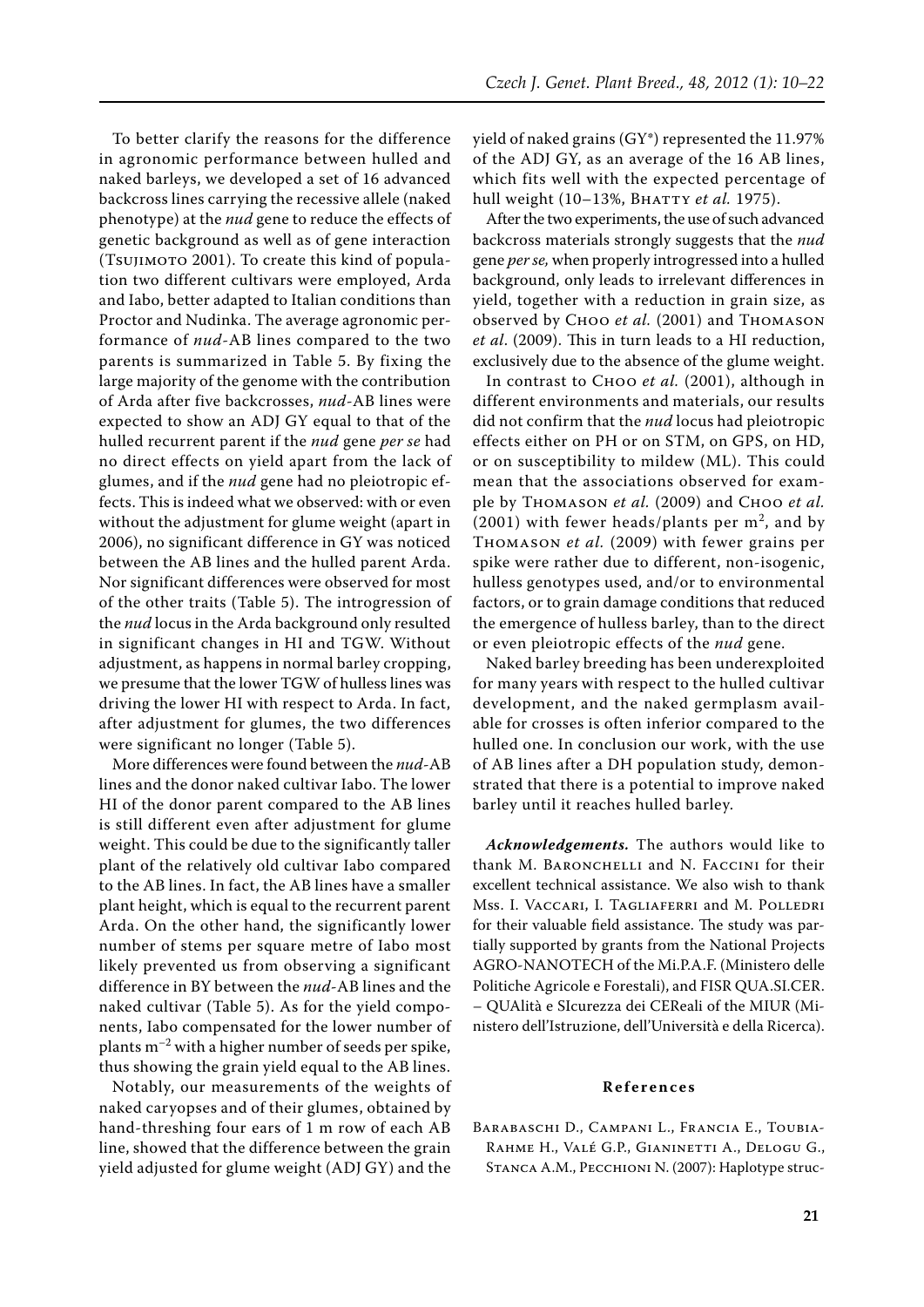To better clarify the reasons for the difference in agronomic performance between hulled and naked barleys, we developed a set of 16 advanced backcross lines carrying the recessive allele (naked phenotype) at the *nud* gene to reduce the effects of genetic background as well as of gene interaction (Tsujimoto 2001). To create this kind of population two different cultivars were employed, Arda and Iabo, better adapted to Italian conditions than Proctor and Nudinka. The average agronomic performance of *nud*-AB lines compared to the two parents is summarized in Table 5. By fixing the large majority of the genome with the contribution of Arda after five backcrosses, *nud*-AB lines were expected to show an ADJ GY equal to that of the hulled recurrent parent if the *nud* gene *per se* had no direct effects on yield apart from the lack of glumes, and if the *nud* gene had no pleiotropic effects. This is indeed what we observed: with or even without the adjustment for glume weight (apart in 2006), no significant difference in GY was noticed between the AB lines and the hulled parent Arda. Nor significant differences were observed for most of the other traits (Table 5). The introgression of the *nud* locus in the Arda background only resulted in significant changes in HI and TGW. Without adjustment, as happens in normal barley cropping, we presume that the lower TGW of hulless lines was driving the lower HI with respect to Arda. In fact, after adjustment for glumes, the two differences were significant no longer (Table 5).

More differences were found between the *nud*-AB lines and the donor naked cultivar Iabo. The lower HI of the donor parent compared to the AB lines is still different even after adjustment for glume weight. This could be due to the significantly taller plant of the relatively old cultivar Iabo compared to the AB lines. In fact, the AB lines have a smaller plant height, which is equal to the recurrent parent Arda. On the other hand, the significantly lower number of stems per square metre of Iabo most likely prevented us from observing a significant difference in BY between the *nud*-AB lines and the naked cultivar (Table 5). As for the yield components, Iabo compensated for the lower number of plants $m^{-2}$ with a higher number of seeds per spike, thus showing the grain yield equal to the AB lines.

Notably, our measurements of the weights of naked caryopses and of their glumes, obtained by hand-threshing four ears of 1 m row of each AB line, showed that the difference between the grain yield adjusted for glume weight (ADJ GY) and the yield of naked grains (GY*) represented the 11.97% of the ADJ GY, as an average of the 16 AB lines, which fits well with the expected percentage of hull weight (10–13%, Bhatty *et al.* 1975).

After the two experiments, the use of such advanced backcross materials strongly suggests that the *nud* gene *per se,* when properly introgressed into a hulled background, only leads to irrelevant differences in yield, together with a reduction in grain size, as observed by Choo *et al.* (2001) and Thomason *et al.* (2009). This in turn leads to a HI reduction, exclusively due to the absence of the glume weight.

In contrast to Choo *et al.* (2001), although in different environments and materials, our results did not confirm that the *nud* locus had pleiotropic effects either on PH or on STM, on GPS, on HD, or on susceptibility to mildew (ML). This could mean that the associations observed for example by Thomason *et al.* (2009) and Choo *et al.* (2001) with fewer heads/plants per $m^2$, and by Thomason *et al.* (2009) with fewer grains per spike were rather due to different, non-isogenic, hulless genotypes used, and/or to environmental factors, or to grain damage conditions that reduced the emergence of hulless barley, than to the direct or even pleiotropic effects of the *nud* gene.

Naked barley breeding has been underexploited for many years with respect to the hulled cultivar development, and the naked germplasm available for crosses is often inferior compared to the hulled one. In conclusion our work, with the use of AB lines after a DH population study, demonstrated that there is a potential to improve naked barley until it reaches hulled barley.

***Acknowledgements.*** The authors would like to thank M. Baronchelli and N. Faccini for their excellent technical assistance. We also wish to thank Mss. I. Vaccari, I. Tagliaferri and M. Polledri for their valuable field assistance. The study was partially supported by grants from the National Projects AGRO-NANOTECH of the Mi.P.A.F. (Ministero delle Politiche Agricole e Forestali), and FISR QUA.SI.CER. – QUAlità e SIcurezza dei CEReali of the MIUR (Ministero dell'Istruzione, dell'Università e della Ricerca).

## References

Barabaschi D., Campani L., Francia E., Toubia-Rahme H., Valé G.P., Gianinetti A., Delogu G., Stanca A.M., Pecchioni N. (2007): Haplotype struc-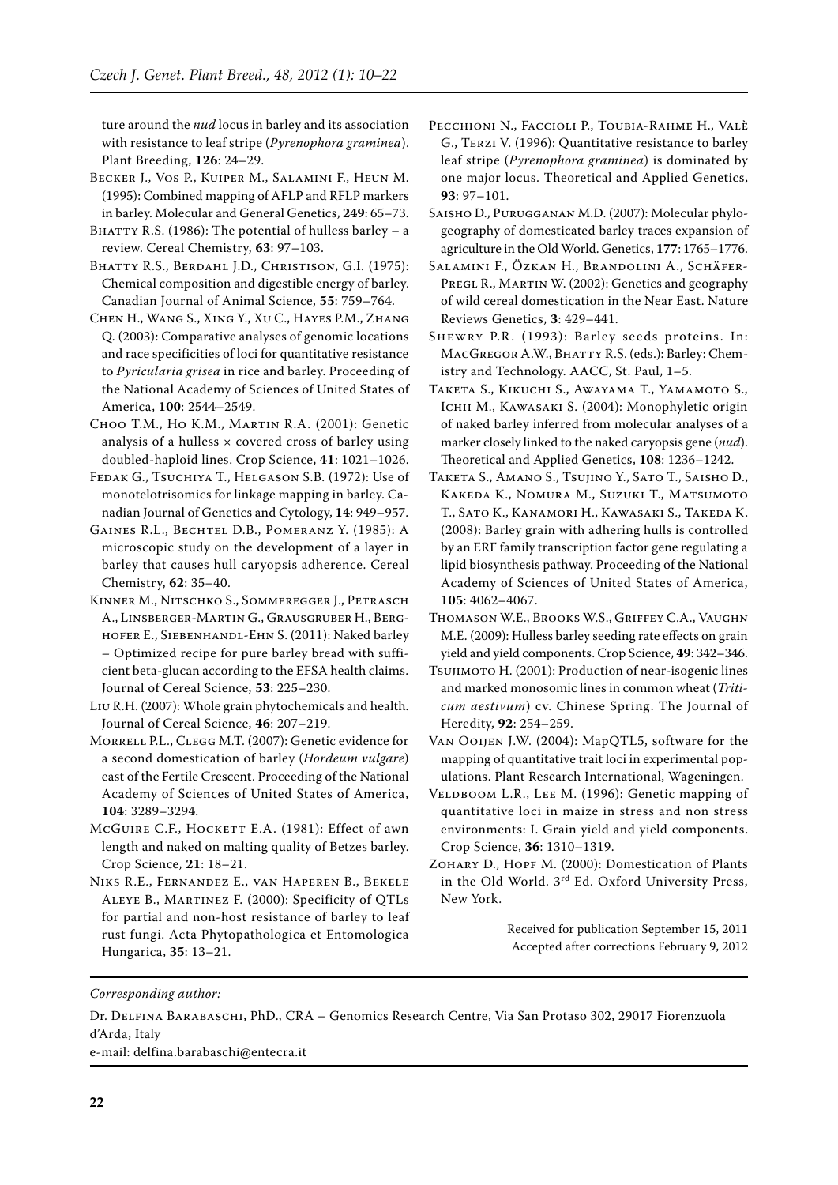ture around the *nud* locus in barley and its association with resistance to leaf stripe (*Pyrenophora graminea*). Plant Breeding, **126**: 24–29.

Becker J., Vos P., Kuiper M., Salamini F., Heun M. (1995): Combined mapping of AFLP and RFLP markers in barley. Molecular and General Genetics, **249**: 65–73.

Bhatty R.S. (1986): The potential of hulless barley – a review. Cereal Chemistry, **63**: 97–103.

Bhatty R.S., Berdahl J.D., Christison, G.I. (1975): Chemical composition and digestible energy of barley. Canadian Journal of Animal Science, **55**: 759–764.

Chen H., Wang S., Xing Y., Xu C., Hayes P.M., Zhang Q. (2003): Comparative analyses of genomic locations and race specificities of loci for quantitative resistance to *Pyricularia grisea* in rice and barley. Proceeding of the National Academy of Sciences of United States of America, **100**: 2544–2549.

Choo T.M., Ho K.M., Martin R.A. (2001): Genetic analysis of a hulless × covered cross of barley using doubled-haploid lines. Crop Science, **41**: 1021–1026.

Fedak G., Tsuchiya T., Helgason S.B. (1972): Use of monotelotrisomics for linkage mapping in barley. Canadian Journal of Genetics and Cytology, **14**: 949–957.

Gaines R.L., Bechtel D.B., Pomeranz Y. (1985): A microscopic study on the development of a layer in barley that causes hull caryopsis adherence. Cereal Chemistry, **62**: 35–40.

Kinner M., Nitschko S., Sommeregger J., Petrasch A., Linsberger-Martin G., Grausgruber H., Berghofer E., Siebenhandl-Ehn S. (2011): Naked barley – Optimized recipe for pure barley bread with sufficient beta-glucan according to the EFSA health claims. Journal of Cereal Science, **53**: 225–230.

Liu R.H. (2007): Whole grain phytochemicals and health. Journal of Cereal Science, **46**: 207–219.

Morrell P.L., Clegg M.T. (2007): Genetic evidence for a second domestication of barley (*Hordeum vulgare*) east of the Fertile Crescent. Proceeding of the National Academy of Sciences of United States of America, **104**: 3289–3294.

McGuire C.F., Hockett E.A. (1981): Effect of awn length and naked on malting quality of Betzes barley. Crop Science, **21**: 18–21.

Niks R.E., Fernandez E., van Haperen B., Bekele Aleye B., Martinez F. (2000): Specificity of QTLs for partial and non-host resistance of barley to leaf rust fungi. Acta Phytopathologica et Entomologica Hungarica, **35**: 13–21.

Pecchioni N., Faccioli P., Toubia-Rahme H., Valè G., Terzi V. (1996): Quantitative resistance to barley leaf stripe (*Pyrenophora graminea*) is dominated by one major locus. Theoretical and Applied Genetics, **93**: 97–101.

Saisho D., Purugganan M.D. (2007): Molecular phylogeography of domesticated barley traces expansion of agriculture in the Old World. Genetics, **177**: 1765–1776.

Salamini F., Özkan H., Brandolini A., Schäfer-Pregl R., Martin W. (2002): Genetics and geography of wild cereal domestication in the Near East. Nature Reviews Genetics, **3**: 429–441.

Shewry P.R. (1993): Barley seeds proteins. In: MacGregor A.W., Bhatty R.S. (eds.): Barley: Chemistry and Technology. AACC, St. Paul, 1–5.

Taketa S., Kikuchi S., Awayama T., Yamamoto S., Ichii M., Kawasaki S. (2004): Monophyletic origin of naked barley inferred from molecular analyses of a marker closely linked to the naked caryopsis gene (*nud*). Theoretical and Applied Genetics, **108**: 1236–1242.

Taketa S., Amano S., Tsujino Y., Sato T., Saisho D., Kakeda K., Nomura M., Suzuki T., Matsumoto T., Sato K., Kanamori H., Kawasaki S., Takeda K. (2008): Barley grain with adhering hulls is controlled by an ERF family transcription factor gene regulating a lipid biosynthesis pathway. Proceeding of the National Academy of Sciences of United States of America, **105**: 4062–4067.

Thomason W.E., Brooks W.S., Griffey C.A., Vaughn M.E. (2009): Hulless barley seeding rate effects on grain yield and yield components. Crop Science, **49**: 342–346.

Tsujimoto H. (2001): Production of near-isogenic lines and marked monosomic lines in common wheat (*Triticum aestivum*) cv. Chinese Spring. The Journal of Heredity, **92**: 254–259.

Van Ooijen J.W. (2004): MapQTL5, software for the mapping of quantitative trait loci in experimental populations. Plant Research International, Wageningen.

Veldboom L.R., Lee M. (1996): Genetic mapping of quantitative loci in maize in stress and non stress environments: I. Grain yield and yield components. Crop Science, **36**: 1310–1319.

Zohary D., Hopf M. (2000): Domestication of Plants in the Old World. 3rd Ed. Oxford University Press, New York.

Received for publication September 15, 2011
Accepted after corrections February 9, 2012

*Corresponding author:*

Dr. Delfina Barabaschi, PhD., CRA – Genomics Research Centre, Via San Protaso 302, 29017 Fiorenzuola d'Arda, Italy
e-mail: delfina.barabaschi@entecra.it